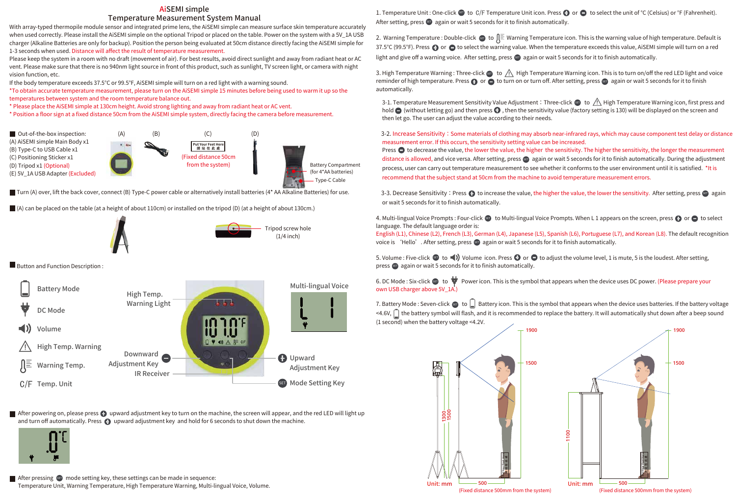# AiSEMI simple

## Temperature Measurement System Manual

With array-typed thermopile module sensor and integrated prime lens, the AiSEMI simple can measure surface skin temperature accurately when used correctly. Please install the AiSEMI simple on the optional Tripod or placed on the table. Power on the system with a 5V_1A USB charger (Alkaline Batteries are only for backup). Position the person being evaluated at 50cm distance directly facing the AiSEMI simple for 1-3 seconds when used. Distance will affect the result of temperature measurement.

Please keep the system in a room with no draft (movement of air). For best results, avoid direct sunlight and away from radiant heat or AC vent. Please make sure that there is no 940nm light source in front of this product, such as sunlight, TV screen light, or camera with night vision function, etc.

If the body temperature exceeds 37.5°C or 99.5°F, AiSEMI simple will turn on a red light with a warning sound.

*To obtain accurate temperature measurement, please turn on the AiSEMI simple 15 minutes before being used to warm it up so the temperatures between system and the room temperature balance out.

* Please place the AiSEMI simple at 130cm height. Avoid strong lighting and away from radiant heat or AC vent.

* Position a floor sign at a fixed distance 50cm from the AiSEMI simple system, directly facing the camera before measurement.

■ Out-of-the-box inspection:
(A) AiSEMI simple Main Body x1
(B) Type-C to USB Cable x1
(C) Positioning Sticker x1
(D) Tripod x1 (Optional)
(E) 5V_1A USB Adapter (Excluded)

(A) (B) (C) (D)

Put Your Feet Here 請站在此處

(Fixed distance 50cm from the system)

Battery Compartment (for 4*AA batteries)

Type-C Cable

■ Turn (A) over, lift the back cover, connect (B) Type-C power cable or alternatively install batteries (4* AA Alkaline Batteries) for use.

■ (A) can be placed on the table (at a height of about 110cm) or installed on the tripod (D) (at a height of about 130cm.)

Tripod screw hole (1/4 inch)

■ Button and Function Description :

- Battery Mode
- DC Mode
- Volume
- High Temp. Warning
- Warning Temp.
- C/F Temp. Unit

High Temp. Warning Light

Multi-lingual Voice

Downward Adjustment Key

IR Receiver

Upward Adjustment Key

Mode Setting Key

■ After powering on, please press upward adjustment key to turn on the machine, the screen will appear, and the red LED will light up and turn off automatically. Press upward adjustment key and hold for 6 seconds to shut down the machine.

■ After pressing SET mode setting key, these settings can be made in sequence:
Temperature Unit, Warning Temperature, High Temperature Warning, Multi-lingual Voice, Volume.

1. Temperature Unit : One-click SET to C/F Temperature Unit icon. Press + or − to select the unit of °C (Celsius) or °F (Fahrenheit). After setting, press SET again or wait 5 seconds for it to finish automatically.

2. Warning Temperature : Double-click SET to Warning Temperature icon. This is the warning value of high temperature. Default is 37.5°C (99.5°F). Press + or − to select the warning value. When the temperature exceeds this value, AiSEMI simple will turn on a red light and give off a warning voice. After setting, press SET again or wait 5 seconds for it to finish automatically.

3. High Temperature Warning : Three-click SET to High Temperature Warning icon. This is to turn on/off the red LED light and voice reminder of high temperature. Press + or − to turn on or turn off. After setting, press SET again or wait 5 seconds for it to finish automatically.

3-1. Temperature Measurement Sensitivity Value Adjustment：Three-click SET to High Temperature Warning icon, first press and hold − (without letting go) and then press + , then the sensitivity value (factory setting is 130) will be displayed on the screen and then let go. The user can adjust the value according to their needs.

3-2. Increase Sensitivity：Some materials of clothing may absorb near-infrared rays, which may cause component test delay or distance measurement error. If this occurs, the sensitivity setting value can be increased.
Press − to decrease the value, the lower the value, the higher the sensitivity. The higher the sensitivity, the longer the measurement distance is allowed, and vice versa. After setting, press SET again or wait 5 seconds for it to finish automatically. During the adjustment process, user can carry out temperature measurement to see whether it conforms to the user environment until it is satisfied. *It is recommend that the subject stand at 50cm from the machine to avoid temperature measurement errors.

3-3. Decrease Sensitivity：Press + to increase the value, the higher the value, the lower the sensitivity. After setting, press SET again or wait 5 seconds for it to finish automatically.

4. Multi-lingual Voice Prompts : Four-click SET to Multi-lingual Voice Prompts. When L 1 appears on the screen, press + or − to select language. The default language order is:
English (L1), Chinese (L2), French (L3), German (L4), Japanese (L5), Spanish (L6), Portuguese (L7), and Korean (L8). The default recognition voice is 'Hello'. After setting, press SET again or wait 5 seconds for it to finish automatically.

5. Volume : Five-click SET to Volume icon. Press + or − to adjust the volume level, 1 is mute, 5 is the loudest. After setting, press SET again or wait 5 seconds for it to finish automatically.

6. DC Mode : Six-click SET to Power icon. This is the symbol that appears when the device uses DC power. (Please prepare your own USB charger above 5V_1A.)

7. Battery Mode : Seven-click SET to Battery icon. This is the symbol that appears when the device uses batteries. If the battery voltage <4.6V, the battery symbol will flash, and it is recommended to replace the battery. It will automatically shut down after a beep sound (1 second) when the battery voltage <4.2V.

1900, 1500, 1300, 1500, 500, Unit: mm (Fixed distance 500mm from the system)

1900, 1500, 1100, 500, Unit: mm (Fixed distance 500mm from the system)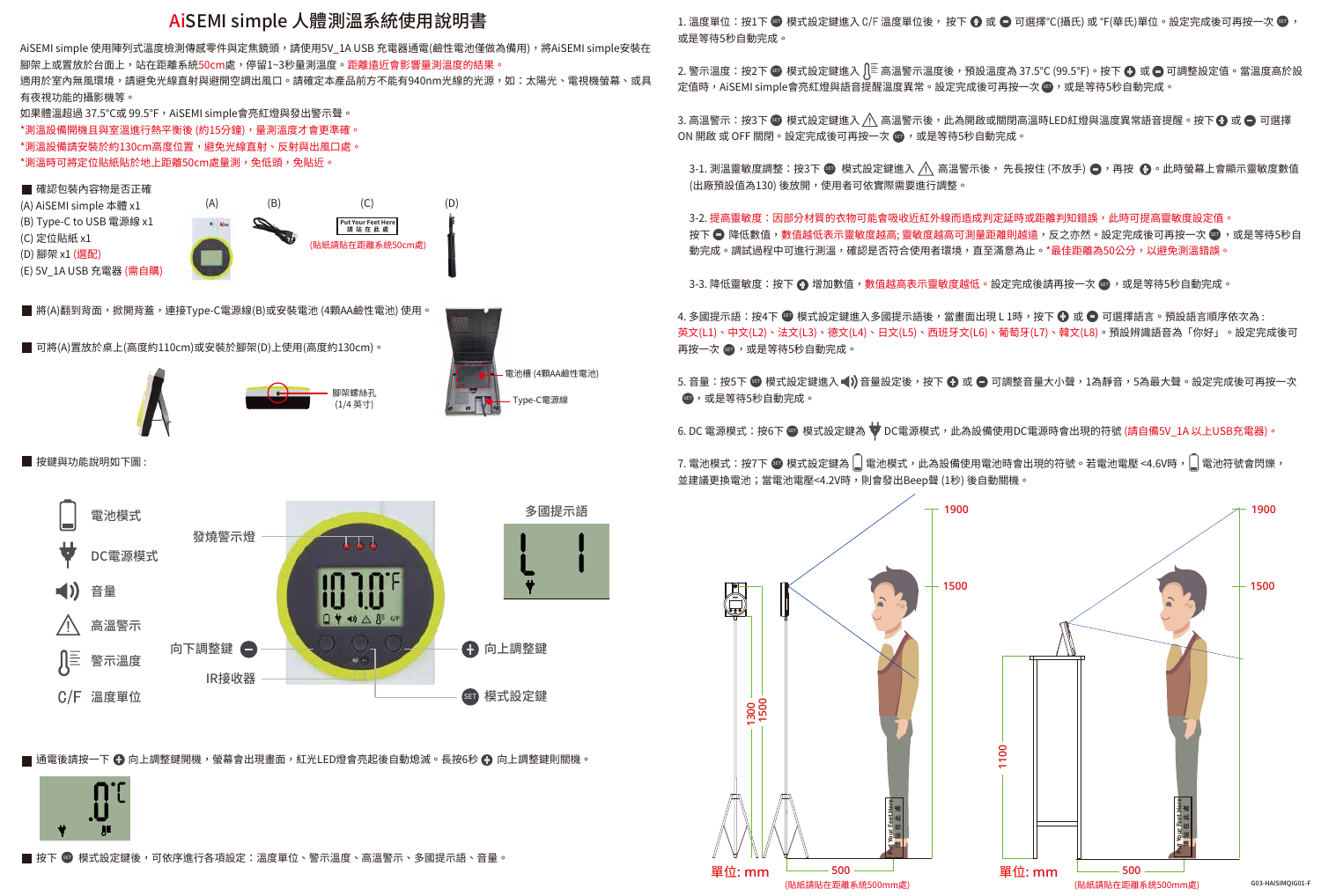# AiSEMI simple 人體測溫系統使用說明書

AiSEMI simple 使用陣列式溫度檢測傳感零件與定焦鏡頭，請使用5V_1A USB 充電器通電(鹼性電池僅做為備用)，將AiSEMI simple安裝在腳架上或置放於台面上，站在距離系統50cm處，停留1~3秒量測溫度。距離遠近會影響量測溫度的結果。
適用於室內無風環境，請避免光線直射與避開空調出風口。請確定本產品前方不能有940nm光線的光源，如：太陽光、電視機螢幕、或具有夜視功能的攝影機等。
如果體溫超過 37.5°C或 99.5°F，AiSEMI simple會亮紅燈與發出警示聲。
*測溫設備開機且與室溫進行熱平衡後 (約15分鐘)，量測溫度才會更準確。
*測溫設備請安裝於約130cm高度位置，避免光線直射、反射與出風口處。
*測溫時可將定位貼紙貼於地上距離50cm處量測，免低頭，免貼近。

■ 確認包裝內容物是否正確
(A) AiSEMI simple 本體 x1
(B) Type-C to USB 電源線 x1
(C) 定位貼紙 x1
(D) 腳架 x1 (選配)
(E) 5V_1A USB 充電器 (需自購)

(A) (B) (C) (D)
Put Your Feet Here 請站在此處
(貼紙請貼在距離系統50cm處)

■ 將(A)翻到背面，掀開背蓋，連接Type-C電源線(B)或安裝電池 (4顆AA鹼性電池) 使用。

■ 可將(A)置放於桌上(高度約110cm)或安裝於腳架(D)上使用(高度約130cm)。

腳架螺絲孔 (1/4 英寸)
電池槽 (4顆AA鹼性電池)
Type-C電源線

■ 按鍵與功能說明如下圖：

電池模式
DC電源模式
音量
高溫警示
警示溫度
C/F 溫度單位
發燒警示燈
向下調整鍵
IR接收器
多國提示語
向上調整鍵
模式設定鍵

■ 通電後請按一下 ⊕ 向上調整鍵開機，螢幕會出現畫面，紅光LED燈會亮起後自動熄滅。長按6秒 ⊕ 向上調整鍵則關機。

■ 按下 SET 模式設定鍵後，可依序進行各項設定：溫度單位、警示溫度、高溫警示、多國提示語、音量。

1. 溫度單位：按1下 SET 模式設定鍵進入 C/F 溫度單位後， 按下 ⊕ 或 ⊖ 可選擇°C(攝氏) 或 °F(華氏)單位。設定完成後可再按一次 SET，或是等待5秒自動完成。

2. 警示溫度：按2下 SET 模式設定鍵進入 高溫警示溫度後，預設溫度為 37.5°C (99.5°F)。按下 ⊕ 或 ⊖ 可調整設定值。當溫度高於設定值時，AiSEMI simple會亮紅燈與語音提醒溫度異常。設定完成後可再按一次 SET，或是等待5秒自動完成。

3. 高溫警示：按3下 SET 模式設定鍵進入 ⚠ 高溫警示後，此為開啟或關閉高溫時LED紅燈與溫度異常語音提醒。按下 ⊕ 或 ⊖ 可選擇 ON 開啟 或 OFF 關閉。設定完成後可再按一次 SET，或是等待5秒自動完成。

3-1. 測溫靈敏度調整：按3下 SET 模式設定鍵進入 ⚠ 高溫警示後， 先長按住 (不放手) ⊖，再按 ⊕。此時螢幕上會顯示靈敏度數值 (出廠預設值為130) 後放開，使用者可依實際需要進行調整。

3-2. 提高靈敏度：因部分材質的衣物可能會吸收近紅外線而造成判定延時或距離判知錯誤，此時可提高靈敏度設定值。
按下 ⊖ 降低數值，數值越低表示靈敏度越高; 靈敏度越高可測量距離則越遠，反之亦然。設定完成後可再按一次 SET，或是等待5秒自動完成。調試過程中可進行測溫，確認是否符合使用者環境，直至滿意為止。*最佳距離為50公分，以避免測溫錯誤。

3-3. 降低靈敏度：按下 ⊕ 增加數值，數值越高表示靈敏度越低。設定完成後請再按一次 SET，或是等待5秒自動完成。

4. 多國提示語：按4下 SET 模式設定鍵進入多國提示語後，當畫面出現 L 1時，按下 ⊕ 或 ⊖ 可選擇語言。預設語言順序依次為：英文(L1)、中文(L2)、法文(L3)、德文(L4)、日文(L5)、西班牙文(L6)、葡萄牙(L7)、韓文(L8)。預設辨識語音為「你好」。設定完成後可再按一次 SET，或是等待5秒自動完成。

5. 音量：按5下 SET 模式設定鍵進入 🔊 音量設定後，按下 ⊕ 或 ⊖ 可調整音量大小聲，1為靜音，5為最大聲。設定完成後可再按一次 SET，或是等待5秒自動完成。

6. DC 電源模式：按6下 SET 模式設定鍵為 DC電源模式，此為設備使用DC電源時會出現的符號 (請自備5V_1A 以上USB充電器)。

7. 電池模式：按7下 SET 模式設定鍵為 電池模式，此為設備使用電池時會出現的符號。若電池電壓 <4.6V時， 電池符號會閃爍，並建議更換電池；當電池電壓<4.2V時，則會發出Beep聲 (1秒) 後自動關機。

1900
1500
1300
1500
1100
500
單位: mm
(貼紙請貼在距離系統500mm處)

G03-HAISIMQIG01-F